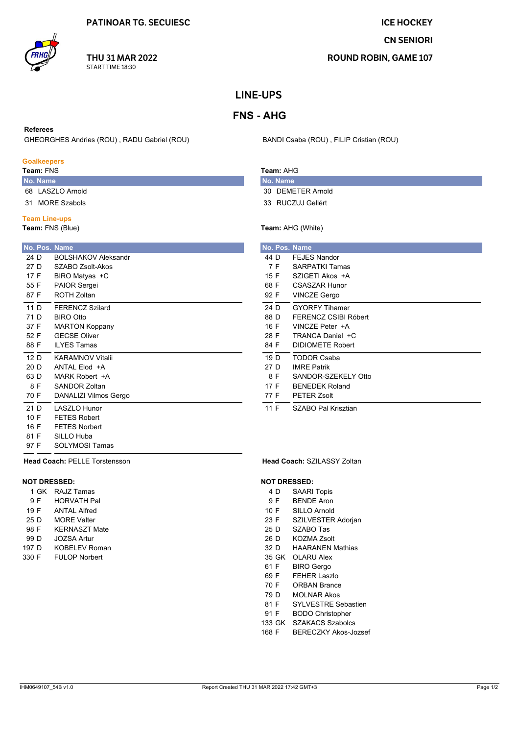PATINOAR TG. SECUIESC

**THU 31 MAR 2022**
START TIME 18:30

ICE HOCKEY

CN SENIORI

ROUND ROBIN, GAME 107

# LINE-UPS

## FNS - AHG

**Referees**

GHEORGHES Andries (ROU) , RADU Gabriel (ROU)

BANDI Csaba (ROU) , FILIP Cristian (ROU)

### Goalkeepers

**Team:** FNS

| No. | Name |
|---|---|
| 68 | LASZLO Arnold |
| 31 | MORE Szabols |

**Team:** AHG

| No. | Name |
|---|---|
| 30 | DEMETER Arnold |
| 33 | RUCZUJ Gellért |

### Team Line-ups

**Team:** FNS (Blue)

| No. | Pos. | Name |
|---|---|---|
| 24 | D | BOLSHAKOV Aleksandr |
| 27 | D | SZABO Zsolt-Akos |
| 17 | F | BIRO Matyas +C |
| 55 | F | PAIOR Sergei |
| 87 | F | ROTH Zoltan |
| 11 | D | FERENCZ Szilard |
| 71 | D | BIRO Otto |
| 37 | F | MARTON Koppany |
| 52 | F | GECSE Oliver |
| 88 | F | ILYES Tamas |
| 12 | D | KARAMNOV Vitalii |
| 20 | D | ANTAL Elod +A |
| 63 | D | MARK Robert +A |
| 8 | F | SANDOR Zoltan |
| 70 | F | DANALIZI Vilmos Gergo |
| 21 | D | LASZLO Hunor |
| 10 | F | FETES Robert |
| 16 | F | FETES Norbert |
| 81 | F | SILLO Huba |
| 97 | F | SOLYMOSI Tamas |

**Head Coach:** PELLE Torstensson

**NOT DRESSED:**

| No. | Pos. | Name |
|---|---|---|
| 1 | GK | RAJZ Tamas |
| 9 | F | HORVATH Pal |
| 19 | F | ANTAL Alfred |
| 25 | D | MORE Valter |
| 98 | F | KERNASZT Mate |
| 99 | D | JOZSA Artur |
| 197 | D | KOBELEV Roman |
| 330 | F | FULOP Norbert |

**Team:** AHG (White)

| No. | Pos. | Name |
|---|---|---|
| 44 | D | FEJES Nandor |
| 7 | F | SARPATKI Tamas |
| 15 | F | SZIGETI Akos +A |
| 68 | F | CSASZAR Hunor |
| 92 | F | VINCZE Gergo |
| 24 | D | GYORFY Tihamer |
| 88 | D | FERENCZ CSIBI Róbert |
| 16 | F | VINCZE Peter +A |
| 28 | F | TRANCA Daniel +C |
| 84 | F | DIDIOMETE Robert |
| 19 | D | TODOR Csaba |
| 27 | D | IMRE Patrik |
| 8 | F | SANDOR-SZEKELY Otto |
| 17 | F | BENEDEK Roland |
| 77 | F | PETER Zsolt |
| 11 | F | SZABO Pal Krisztian |

**Head Coach:** SZILASSY Zoltan

**NOT DRESSED:**

| No. | Pos. | Name |
|---|---|---|
| 4 | D | SAARI Topis |
| 9 | F | BENDE Aron |
| 10 | F | SILLO Arnold |
| 23 | F | SZILVESTER Adorjan |
| 25 | D | SZABO Tas |
| 26 | D | KOZMA Zsolt |
| 32 | D | HAARANEN Mathias |
| 35 | GK | OLARU Alex |
| 61 | F | BIRO Gergo |
| 69 | F | FEHER Laszlo |
| 70 | F | ORBAN Brance |
| 79 | D | MOLNAR Akos |
| 81 | F | SYLVESTRE Sebastien |
| 91 | F | BODO Christopher |
| 133 | GK | SZAKACS Szabolcs |
| 168 | F | BERECZKY Akos-Jozsef |

IHM0649107_54B v1.0 — Report Created THU 31 MAR 2022 17:42 GMT+3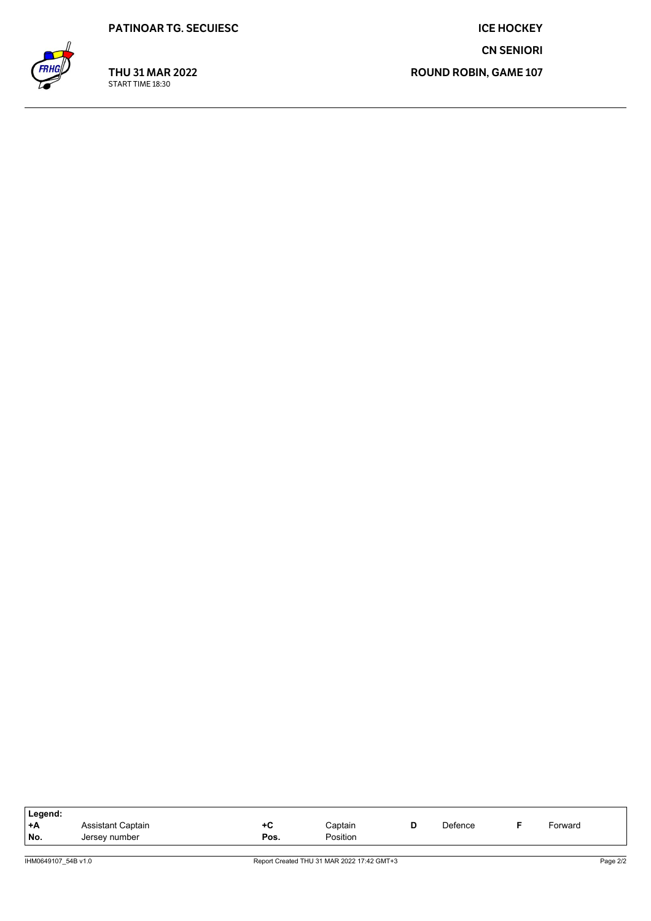| Legend: | | | | | | | |
| --- | --- | --- | --- | --- | --- | --- | --- |
| +A | Assistant Captain | +C | Captain | D | Defence | F | Forward |
| No. | Jersey number | Pos. | Position | | | | |